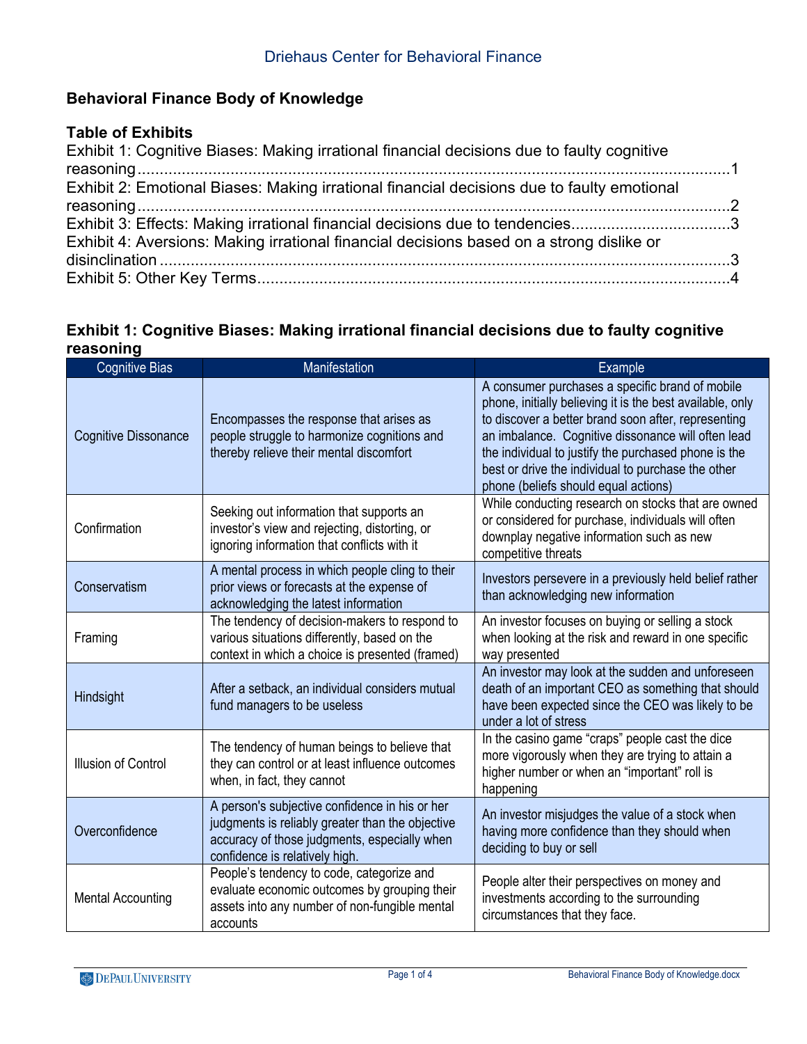Driehaus Center for Behavioral Finance

## Behavioral Finance Body of Knowledge

### Table of Exhibits

Exhibit 1: Cognitive Biases: Making irrational financial decisions due to faulty cognitive reasoning....................1
Exhibit 2: Emotional Biases: Making irrational financial decisions due to faulty emotional reasoning....................2
Exhibit 3: Effects: Making irrational financial decisions due to tendencies....................3
Exhibit 4: Aversions: Making irrational financial decisions based on a strong dislike or disinclination....................3
Exhibit 5: Other Key Terms....................4

### Exhibit 1: Cognitive Biases: Making irrational financial decisions due to faulty cognitive reasoning

| Cognitive Bias | Manifestation | Example |
|---|---|---|
| Cognitive Dissonance | Encompasses the response that arises as people struggle to harmonize cognitions and thereby relieve their mental discomfort | A consumer purchases a specific brand of mobile phone, initially believing it is the best available, only to discover a better brand soon after, representing an imbalance. Cognitive dissonance will often lead the individual to justify the purchased phone is the best or drive the individual to purchase the other phone (beliefs should equal actions) |
| Confirmation | Seeking out information that supports an investor's view and rejecting, distorting, or ignoring information that conflicts with it | While conducting research on stocks that are owned or considered for purchase, individuals will often downplay negative information such as new competitive threats |
| Conservatism | A mental process in which people cling to their prior views or forecasts at the expense of acknowledging the latest information | Investors persevere in a previously held belief rather than acknowledging new information |
| Framing | The tendency of decision-makers to respond to various situations differently, based on the context in which a choice is presented (framed) | An investor focuses on buying or selling a stock when looking at the risk and reward in one specific way presented |
| Hindsight | After a setback, an individual considers mutual fund managers to be useless | An investor may look at the sudden and unforeseen death of an important CEO as something that should have been expected since the CEO was likely to be under a lot of stress |
| Illusion of Control | The tendency of human beings to believe that they can control or at least influence outcomes when, in fact, they cannot | In the casino game "craps" people cast the dice more vigorously when they are trying to attain a higher number or when an "important" roll is happening |
| Overconfidence | A person's subjective confidence in his or her judgments is reliably greater than the objective accuracy of those judgments, especially when confidence is relatively high. | An investor misjudges the value of a stock when having more confidence than they should when deciding to buy or sell |
| Mental Accounting | People's tendency to code, categorize and evaluate economic outcomes by grouping their assets into any number of non-fungible mental accounts | People alter their perspectives on money and investments according to the surrounding circumstances that they face. |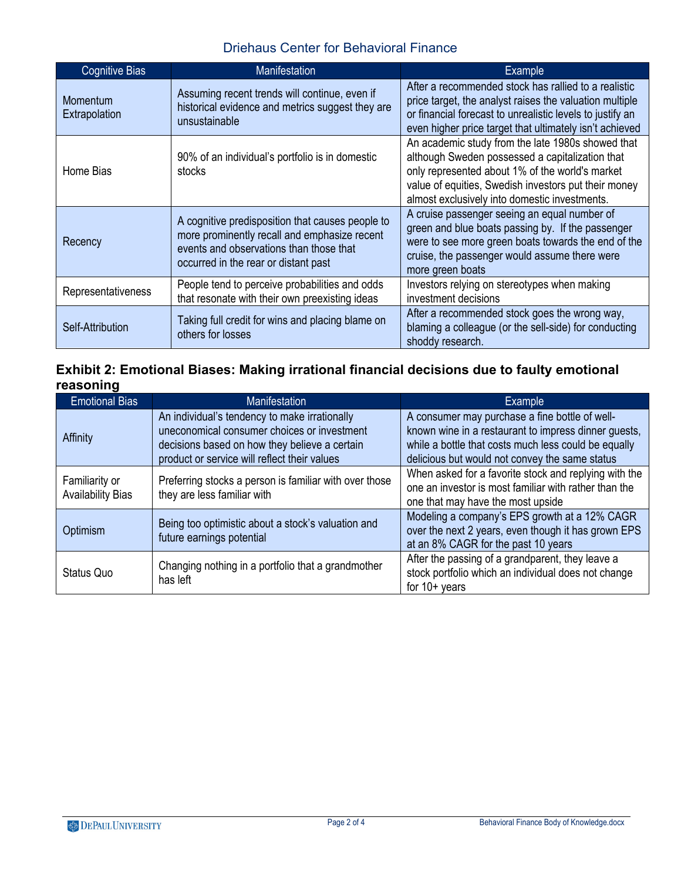| Cognitive Bias | Manifestation | Example |
|---|---|---|
| Momentum Extrapolation | Assuming recent trends will continue, even if historical evidence and metrics suggest they are unsustainable | After a recommended stock has rallied to a realistic price target, the analyst raises the valuation multiple or financial forecast to unrealistic levels to justify an even higher price target that ultimately isn't achieved |
| Home Bias | 90% of an individual's portfolio is in domestic stocks | An academic study from the late 1980s showed that although Sweden possessed a capitalization that only represented about 1% of the world's market value of equities, Swedish investors put their money almost exclusively into domestic investments. |
| Recency | A cognitive predisposition that causes people to more prominently recall and emphasize recent events and observations than those that occurred in the rear or distant past | A cruise passenger seeing an equal number of green and blue boats passing by. If the passenger were to see more green boats towards the end of the cruise, the passenger would assume there were more green boats |
| Representativeness | People tend to perceive probabilities and odds that resonate with their own preexisting ideas | Investors relying on stereotypes when making investment decisions |
| Self-Attribution | Taking full credit for wins and placing blame on others for losses | After a recommended stock goes the wrong way, blaming a colleague (or the sell-side) for conducting shoddy research. |

**Exhibit 2: Emotional Biases: Making irrational financial decisions due to faulty emotional reasoning**

| Emotional Bias | Manifestation | Example |
|---|---|---|
| Affinity | An individual's tendency to make irrationally uneconomical consumer choices or investment decisions based on how they believe a certain product or service will reflect their values | A consumer may purchase a fine bottle of well-known wine in a restaurant to impress dinner guests, while a bottle that costs much less could be equally delicious but would not convey the same status |
| Familiarity or Availability Bias | Preferring stocks a person is familiar with over those they are less familiar with | When asked for a favorite stock and replying with the one an investor is most familiar with rather than the one that may have the most upside |
| Optimism | Being too optimistic about a stock's valuation and future earnings potential | Modeling a company's EPS growth at a 12% CAGR over the next 2 years, even though it has grown EPS at an 8% CAGR for the past 10 years |
| Status Quo | Changing nothing in a portfolio that a grandmother has left | After the passing of a grandparent, they leave a stock portfolio which an individual does not change for 10+ years |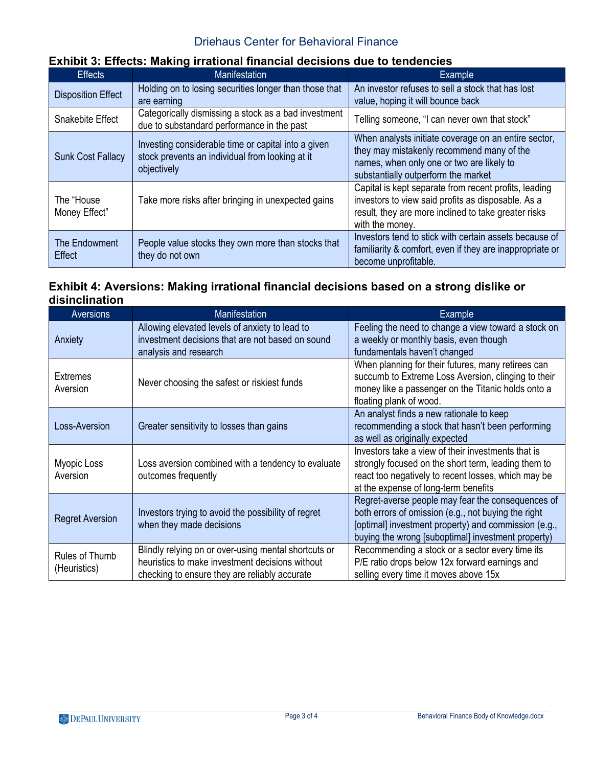### Exhibit 3: Effects: Making irrational financial decisions due to tendencies

| Effects | Manifestation | Example |
|---|---|---|
| Disposition Effect | Holding on to losing securities longer than those that are earning | An investor refuses to sell a stock that has lost value, hoping it will bounce back |
| Snakebite Effect | Categorically dismissing a stock as a bad investment due to substandard performance in the past | Telling someone, "I can never own that stock" |
| Sunk Cost Fallacy | Investing considerable time or capital into a given stock prevents an individual from looking at it objectively | When analysts initiate coverage on an entire sector, they may mistakenly recommend many of the names, when only one or two are likely to substantially outperform the market |
| The "House Money Effect" | Take more risks after bringing in unexpected gains | Capital is kept separate from recent profits, leading investors to view said profits as disposable. As a result, they are more inclined to take greater risks with the money. |
| The Endowment Effect | People value stocks they own more than stocks that they do not own | Investors tend to stick with certain assets because of familiarity & comfort, even if they are inappropriate or become unprofitable. |

### Exhibit 4: Aversions: Making irrational financial decisions based on a strong dislike or disinclination

| Aversions | Manifestation | Example |
|---|---|---|
| Anxiety | Allowing elevated levels of anxiety to lead to investment decisions that are not based on sound analysis and research | Feeling the need to change a view toward a stock on a weekly or monthly basis, even though fundamentals haven't changed |
| Extremes Aversion | Never choosing the safest or riskiest funds | When planning for their futures, many retirees can succumb to Extreme Loss Aversion, clinging to their money like a passenger on the Titanic holds onto a floating plank of wood. |
| Loss-Aversion | Greater sensitivity to losses than gains | An analyst finds a new rationale to keep recommending a stock that hasn't been performing as well as originally expected |
| Myopic Loss Aversion | Loss aversion combined with a tendency to evaluate outcomes frequently | Investors take a view of their investments that is strongly focused on the short term, leading them to react too negatively to recent losses, which may be at the expense of long-term benefits |
| Regret Aversion | Investors trying to avoid the possibility of regret when they made decisions | Regret-averse people may fear the consequences of both errors of omission (e.g., not buying the right [optimal] investment property) and commission (e.g., buying the wrong [suboptimal] investment property) |
| Rules of Thumb (Heuristics) | Blindly relying on or over-using mental shortcuts or heuristics to make investment decisions without checking to ensure they are reliably accurate | Recommending a stock or a sector every time its P/E ratio drops below 12x forward earnings and selling every time it moves above 15x |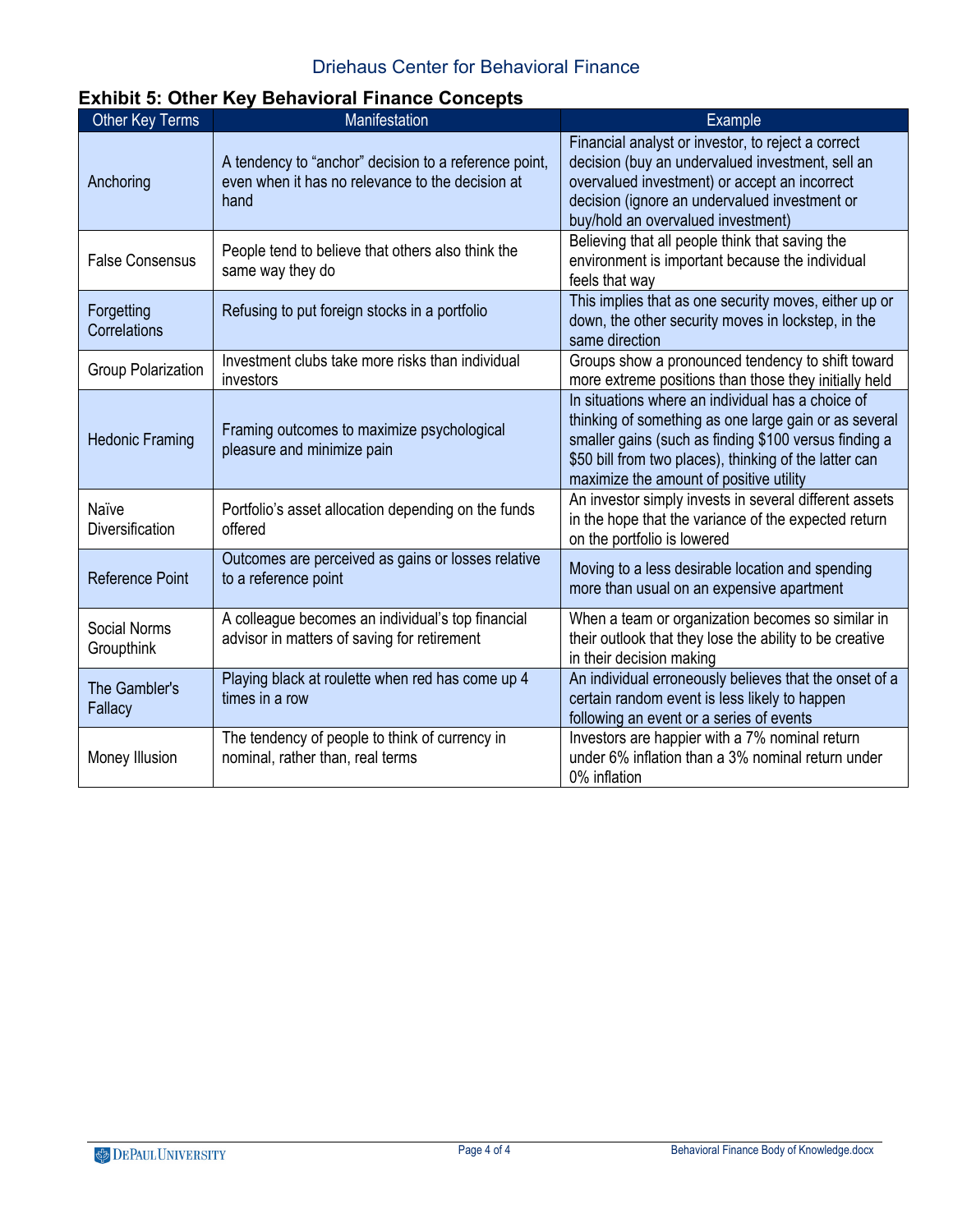**Exhibit 5: Other Key Behavioral Finance Concepts**

| Other Key Terms | Manifestation | Example |
|---|---|---|
| Anchoring | A tendency to "anchor" decision to a reference point, even when it has no relevance to the decision at hand | Financial analyst or investor, to reject a correct decision (buy an undervalued investment, sell an overvalued investment) or accept an incorrect decision (ignore an undervalued investment or buy/hold an overvalued investment) |
| False Consensus | People tend to believe that others also think the same way they do | Believing that all people think that saving the environment is important because the individual feels that way |
| Forgetting Correlations | Refusing to put foreign stocks in a portfolio | This implies that as one security moves, either up or down, the other security moves in lockstep, in the same direction |
| Group Polarization | Investment clubs take more risks than individual investors | Groups show a pronounced tendency to shift toward more extreme positions than those they initially held |
| Hedonic Framing | Framing outcomes to maximize psychological pleasure and minimize pain | In situations where an individual has a choice of thinking of something as one large gain or as several smaller gains (such as finding $100 versus finding a $50 bill from two places), thinking of the latter can maximize the amount of positive utility |
| Naïve Diversification | Portfolio's asset allocation depending on the funds offered | An investor simply invests in several different assets in the hope that the variance of the expected return on the portfolio is lowered |
| Reference Point | Outcomes are perceived as gains or losses relative to a reference point | Moving to a less desirable location and spending more than usual on an expensive apartment |
| Social Norms Groupthink | A colleague becomes an individual's top financial advisor in matters of saving for retirement | When a team or organization becomes so similar in their outlook that they lose the ability to be creative in their decision making |
| The Gambler's Fallacy | Playing black at roulette when red has come up 4 times in a row | An individual erroneously believes that the onset of a certain random event is less likely to happen following an event or a series of events |
| Money Illusion | The tendency of people to think of currency in nominal, rather than, real terms | Investors are happier with a 7% nominal return under 6% inflation than a 3% nominal return under 0% inflation |